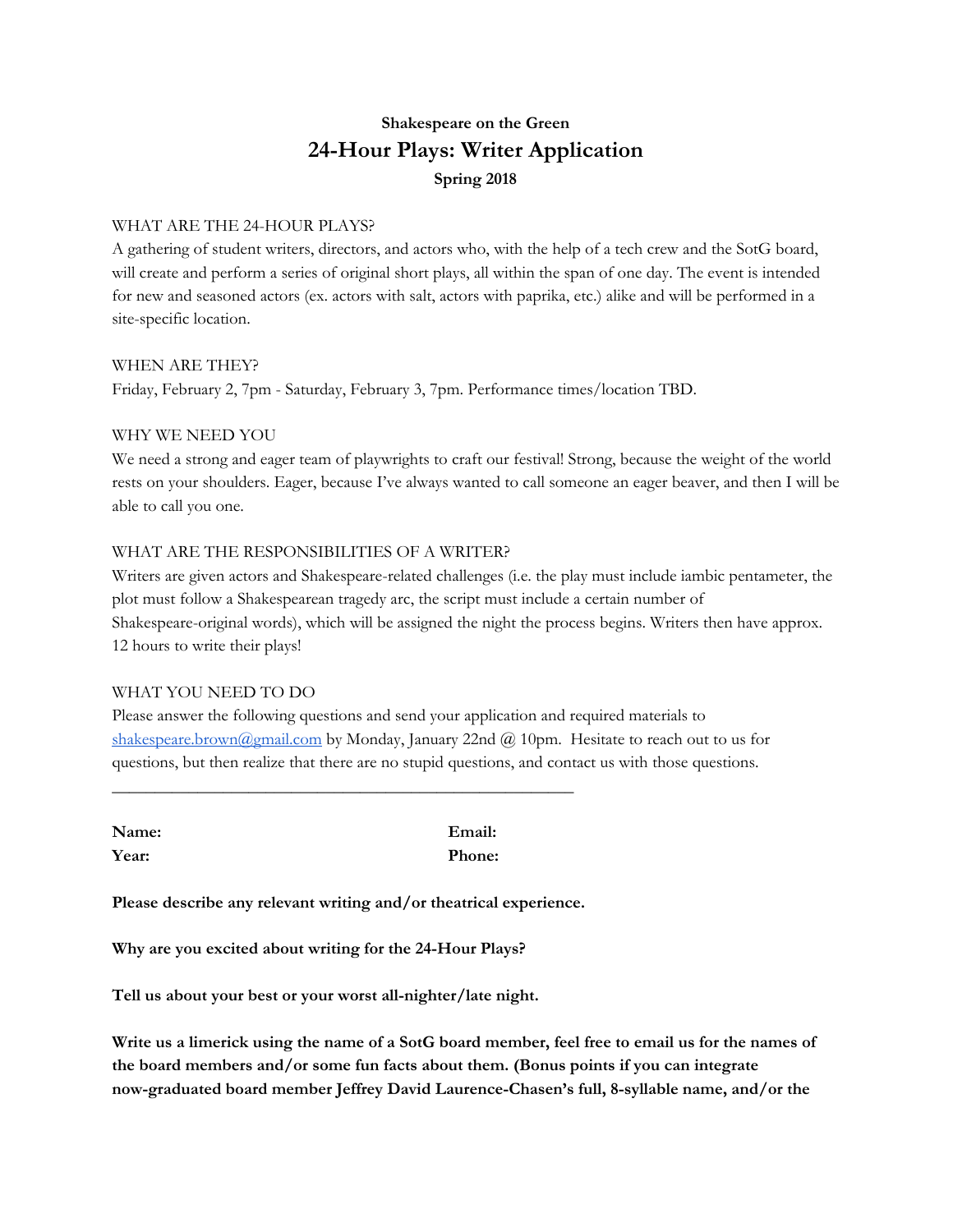**Shakespeare on the Green**

# 24-Hour Plays: Writer Application

**Spring 2018**

WHAT ARE THE 24-HOUR PLAYS?

A gathering of student writers, directors, and actors who, with the help of a tech crew and the SotG board, will create and perform a series of original short plays, all within the span of one day. The event is intended for new and seasoned actors (ex. actors with salt, actors with paprika, etc.) alike and will be performed in a site-specific location.

WHEN ARE THEY?

Friday, February 2, 7pm - Saturday, February 3, 7pm. Performance times/location TBD.

WHY WE NEED YOU

We need a strong and eager team of playwrights to craft our festival! Strong, because the weight of the world rests on your shoulders. Eager, because I've always wanted to call someone an eager beaver, and then I will be able to call you one.

WHAT ARE THE RESPONSIBILITIES OF A WRITER?

Writers are given actors and Shakespeare-related challenges (i.e. the play must include iambic pentameter, the plot must follow a Shakespearean tragedy arc, the script must include a certain number of Shakespeare-original words), which will be assigned the night the process begins. Writers then have approx. 12 hours to write their plays!

WHAT YOU NEED TO DO

Please answer the following questions and send your application and required materials to shakespeare.brown@gmail.com by Monday, January 22nd @ 10pm. Hesitate to reach out to us for questions, but then realize that there are no stupid questions, and contact us with those questions.

---

| **Name:** | **Email:** |
| --- | --- |
| **Year:** | **Phone:** |

**Please describe any relevant writing and/or theatrical experience.**

**Why are you excited about writing for the 24-Hour Plays?**

**Tell us about your best or your worst all-nighter/late night.**

**Write us a limerick using the name of a SotG board member, feel free to email us for the names of the board members and/or some fun facts about them. (Bonus points if you can integrate now-graduated board member Jeffrey David Laurence-Chasen's full, 8-syllable name, and/or the**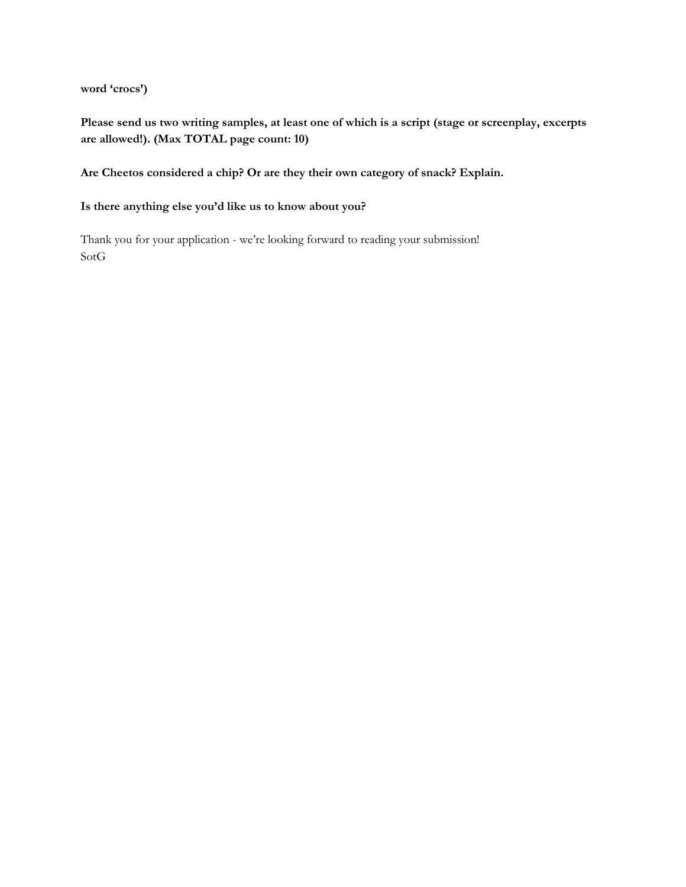**word 'crocs')**

**Please send us two writing samples, at least one of which is a script (stage or screenplay, excerpts are allowed!). (Max TOTAL page count: 10)**

**Are Cheetos considered a chip? Or are they their own category of snack? Explain.**

**Is there anything else you'd like us to know about you?**

Thank you for your application - we're looking forward to reading your submission!
SotG